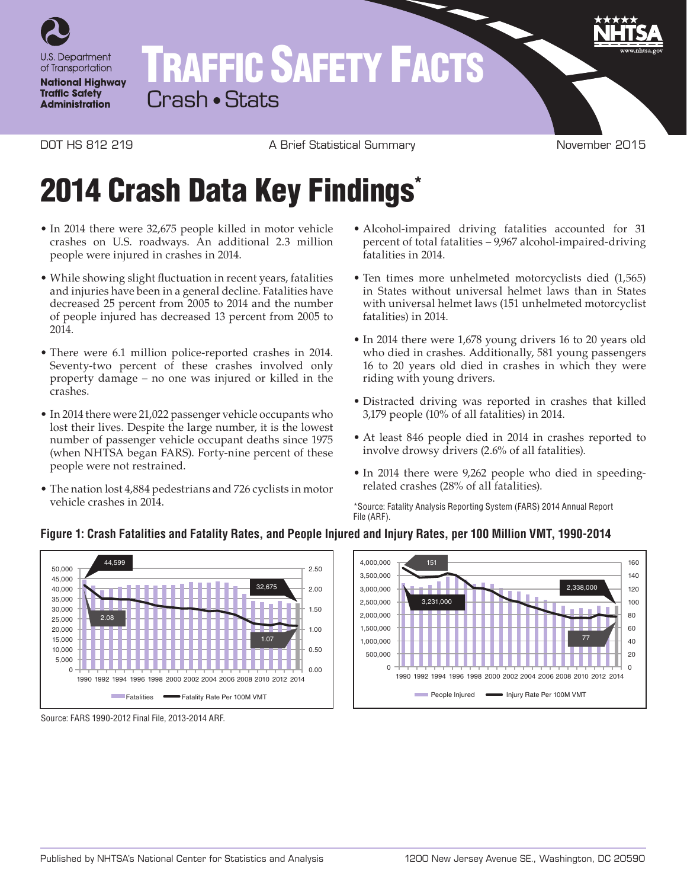U.S. Department of Transportation
**National Highway Traffic Safety Administration**

# TRAFFIC SAFETY FACTS

Crash • Stats

DOT HS 812 219 — A Brief Statistical Summary — November 2015

## 2014 Crash Data Key Findings*

- In 2014 there were 32,675 people killed in motor vehicle crashes on U.S. roadways. An additional 2.3 million people were injured in crashes in 2014.
- While showing slight fluctuation in recent years, fatalities and injuries have been in a general decline. Fatalities have decreased 25 percent from 2005 to 2014 and the number of people injured has decreased 13 percent from 2005 to 2014.
- There were 6.1 million police-reported crashes in 2014. Seventy-two percent of these crashes involved only property damage – no one was injured or killed in the crashes.
- In 2014 there were 21,022 passenger vehicle occupants who lost their lives. Despite the large number, it is the lowest number of passenger vehicle occupant deaths since 1975 (when NHTSA began FARS). Forty-nine percent of these people were not restrained.
- The nation lost 4,884 pedestrians and 726 cyclists in motor vehicle crashes in 2014.
- Alcohol-impaired driving fatalities accounted for 31 percent of total fatalities – 9,967 alcohol-impaired-driving fatalities in 2014.
- Ten times more unhelmeted motorcyclists died (1,565) in States without universal helmet laws than in States with universal helmet laws (151 unhelmeted motorcyclist fatalities) in 2014.
- In 2014 there were 1,678 young drivers 16 to 20 years old who died in crashes. Additionally, 581 young passengers 16 to 20 years old died in crashes in which they were riding with young drivers.
- Distracted driving was reported in crashes that killed 3,179 people (10% of all fatalities) in 2014.
- At least 846 people died in 2014 in crashes reported to involve drowsy drivers (2.6% of all fatalities).
- In 2014 there were 9,262 people who died in speeding-related crashes (28% of all fatalities).

*Source: Fatality Analysis Reporting System (FARS) 2014 Annual Report File (ARF).

**Figure 1: Crash Fatalities and Fatality Rates, and People Injured and Injury Rates, per 100 Million VMT, 1990-2014**

Fatalities / Fatality Rate Per 100M VMT: 1990 — 44,599 fatalities, rate 2.08; 2014 — 32,675 fatalities, rate 1.07.

People Injured / Injury Rate Per 100M VMT: 1990 — 3,231,000 people injured, rate 151; 2014 — 2,338,000 people injured, rate 77.

Source: FARS 1990-2012 Final File, 2013-2014 ARF.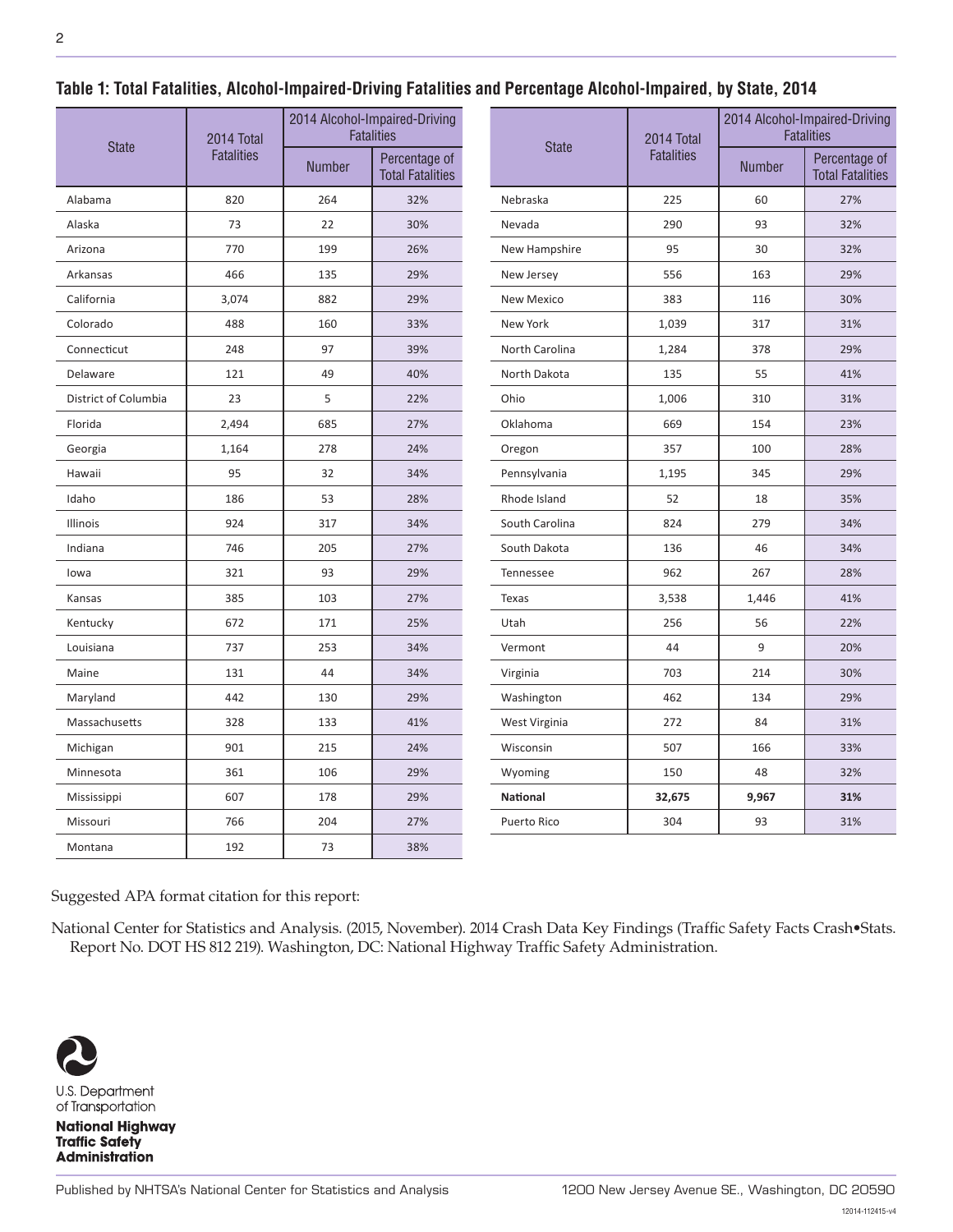## Table 1: Total Fatalities, Alcohol-Impaired-Driving Fatalities and Percentage Alcohol-Impaired, by State, 2014

| State | 2014 Total Fatalities | 2014 Alcohol-Impaired-Driving Fatalities | |
|---|---|---|---|
| | | Number | Percentage of Total Fatalities |
| Alabama | 820 | 264 | 32% |
| Alaska | 73 | 22 | 30% |
| Arizona | 770 | 199 | 26% |
| Arkansas | 466 | 135 | 29% |
| California | 3,074 | 882 | 29% |
| Colorado | 488 | 160 | 33% |
| Connecticut | 248 | 97 | 39% |
| Delaware | 121 | 49 | 40% |
| District of Columbia | 23 | 5 | 22% |
| Florida | 2,494 | 685 | 27% |
| Georgia | 1,164 | 278 | 24% |
| Hawaii | 95 | 32 | 34% |
| Idaho | 186 | 53 | 28% |
| Illinois | 924 | 317 | 34% |
| Indiana | 746 | 205 | 27% |
| Iowa | 321 | 93 | 29% |
| Kansas | 385 | 103 | 27% |
| Kentucky | 672 | 171 | 25% |
| Louisiana | 737 | 253 | 34% |
| Maine | 131 | 44 | 34% |
| Maryland | 442 | 130 | 29% |
| Massachusetts | 328 | 133 | 41% |
| Michigan | 901 | 215 | 24% |
| Minnesota | 361 | 106 | 29% |
| Mississippi | 607 | 178 | 29% |
| Missouri | 766 | 204 | 27% |
| Montana | 192 | 73 | 38% |
| Nebraska | 225 | 60 | 27% |
| Nevada | 290 | 93 | 32% |
| New Hampshire | 95 | 30 | 32% |
| New Jersey | 556 | 163 | 29% |
| New Mexico | 383 | 116 | 30% |
| New York | 1,039 | 317 | 31% |
| North Carolina | 1,284 | 378 | 29% |
| North Dakota | 135 | 55 | 41% |
| Ohio | 1,006 | 310 | 31% |
| Oklahoma | 669 | 154 | 23% |
| Oregon | 357 | 100 | 28% |
| Pennsylvania | 1,195 | 345 | 29% |
| Rhode Island | 52 | 18 | 35% |
| South Carolina | 824 | 279 | 34% |
| South Dakota | 136 | 46 | 34% |
| Tennessee | 962 | 267 | 28% |
| Texas | 3,538 | 1,446 | 41% |
| Utah | 256 | 56 | 22% |
| Vermont | 44 | 9 | 20% |
| Virginia | 703 | 214 | 30% |
| Washington | 462 | 134 | 29% |
| West Virginia | 272 | 84 | 31% |
| Wisconsin | 507 | 166 | 33% |
| Wyoming | 150 | 48 | 32% |
| **National** | **32,675** | **9,967** | **31%** |
| Puerto Rico | 304 | 93 | 31% |

Suggested APA format citation for this report:

National Center for Statistics and Analysis. (2015, November). 2014 Crash Data Key Findings (Traffic Safety Facts Crash•Stats. Report No. DOT HS 812 219). Washington, DC: National Highway Traffic Safety Administration.

U.S. Department of Transportation

**National Highway Traffic Safety Administration**

Published by NHTSA's National Center for Statistics and Analysis — 1200 New Jersey Avenue SE., Washington, DC 20590

12014-112415-v4